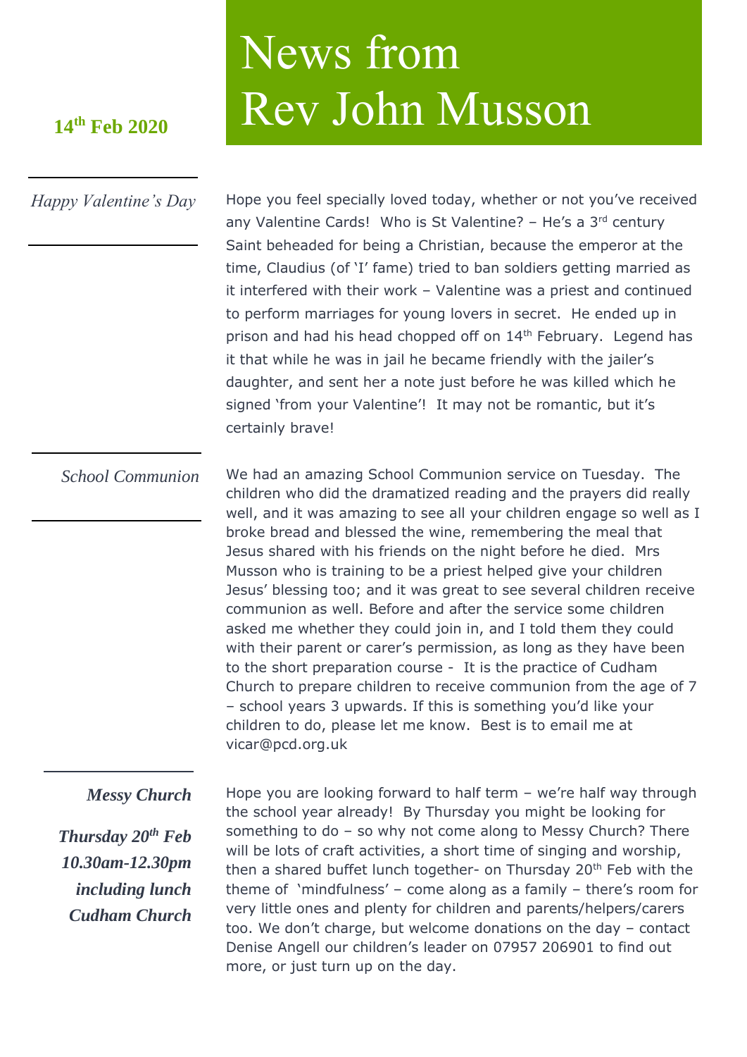# News from Rev John Musson

**14th Feb 2020**

## *Happy Valentine's Day*

Hope you feel specially loved today, whether or not you've received any Valentine Cards! Who is St Valentine? – He's a 3rd century Saint beheaded for being a Christian, because the emperor at the time, Claudius (of 'I' fame) tried to ban soldiers getting married as it interfered with their work – Valentine was a priest and continued to perform marriages for young lovers in secret. He ended up in prison and had his head chopped off on 14th February. Legend has it that while he was in jail he became friendly with the jailer's daughter, and sent her a note just before he was killed which he signed 'from your Valentine'! It may not be romantic, but it's certainly brave!

## *School Communion*

We had an amazing School Communion service on Tuesday. The children who did the dramatized reading and the prayers did really well, and it was amazing to see all your children engage so well as I broke bread and blessed the wine, remembering the meal that Jesus shared with his friends on the night before he died. Mrs Musson who is training to be a priest helped give your children Jesus' blessing too; and it was great to see several children receive communion as well. Before and after the service some children asked me whether they could join in, and I told them they could with their parent or carer's permission, as long as they have been to the short preparation course - It is the practice of Cudham Church to prepare children to receive communion from the age of 7 – school years 3 upwards. If this is something you'd like your children to do, please let me know. Best is to email me at vicar@pcd.org.uk

## *Messy Church*

***Thursday 20th Feb***
***10.30am-12.30pm***
***including lunch***
***Cudham Church***

Hope you are looking forward to half term – we're half way through the school year already! By Thursday you might be looking for something to do – so why not come along to Messy Church? There will be lots of craft activities, a short time of singing and worship, then a shared buffet lunch together- on Thursday 20th Feb with the theme of 'mindfulness' – come along as a family – there's room for very little ones and plenty for children and parents/helpers/carers too. We don't charge, but welcome donations on the day – contact Denise Angell our children's leader on 07957 206901 to find out more, or just turn up on the day.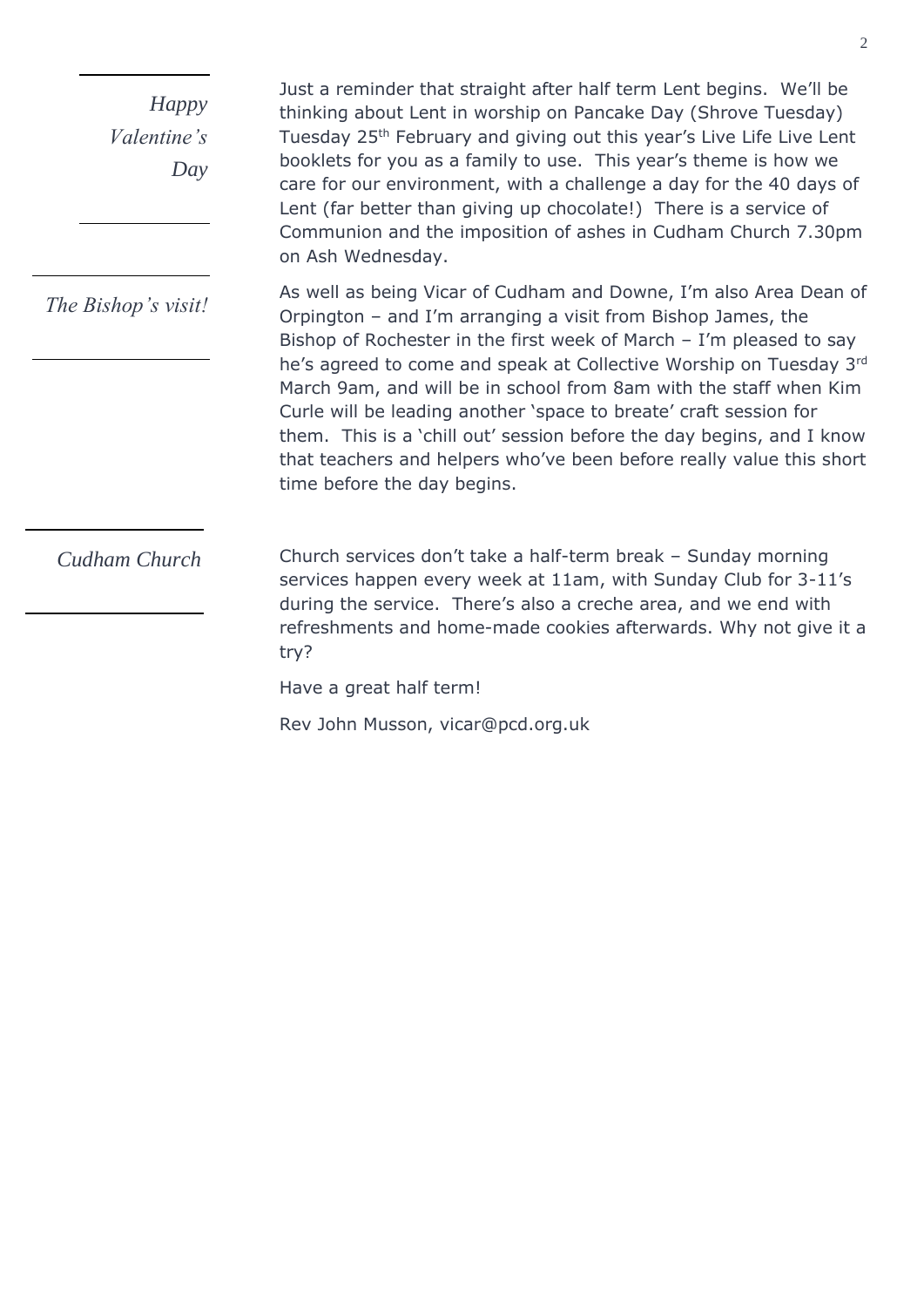*Happy Valentine's Day*

Just a reminder that straight after half term Lent begins. We'll be thinking about Lent in worship on Pancake Day (Shrove Tuesday) Tuesday 25th February and giving out this year's Live Life Live Lent booklets for you as a family to use. This year's theme is how we care for our environment, with a challenge a day for the 40 days of Lent (far better than giving up chocolate!) There is a service of Communion and the imposition of ashes in Cudham Church 7.30pm on Ash Wednesday.

*The Bishop's visit!*

As well as being Vicar of Cudham and Downe, I'm also Area Dean of Orpington – and I'm arranging a visit from Bishop James, the Bishop of Rochester in the first week of March – I'm pleased to say he's agreed to come and speak at Collective Worship on Tuesday 3rd March 9am, and will be in school from 8am with the staff when Kim Curle will be leading another 'space to breate' craft session for them. This is a 'chill out' session before the day begins, and I know that teachers and helpers who've been before really value this short time before the day begins.

*Cudham Church*

Church services don't take a half-term break – Sunday morning services happen every week at 11am, with Sunday Club for 3-11's during the service. There's also a creche area, and we end with refreshments and home-made cookies afterwards. Why not give it a try?

Have a great half term!

Rev John Musson, vicar@pcd.org.uk